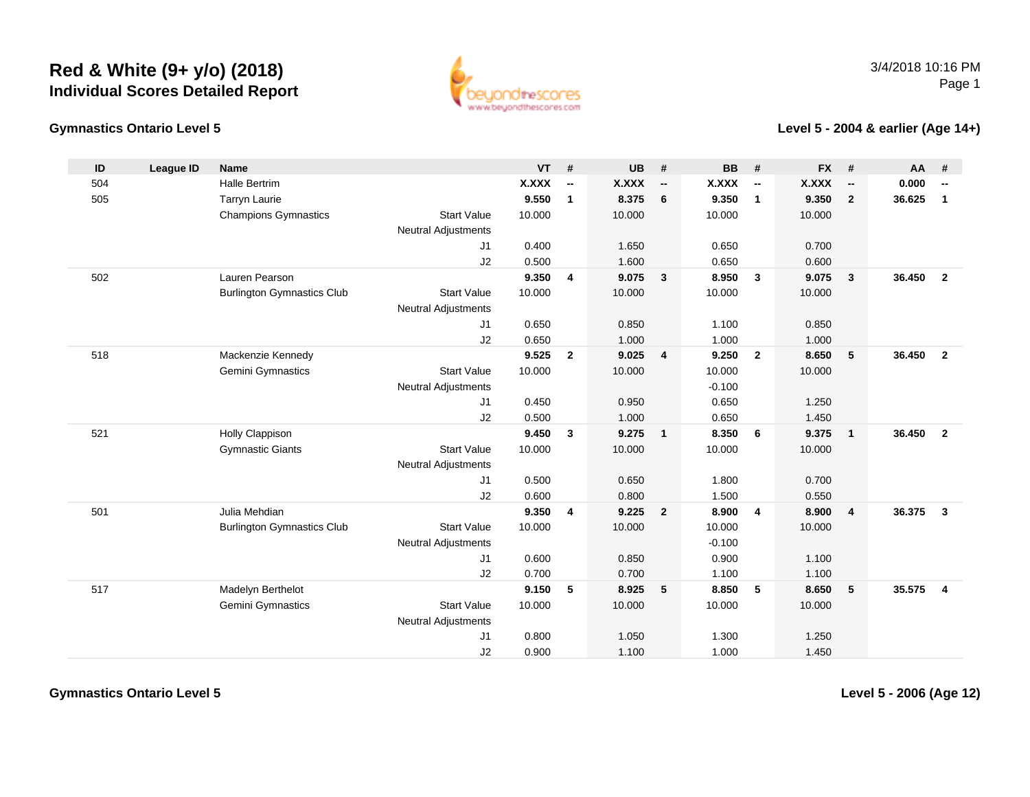# Red & White (9+ y/o) (2018)
## Individual Scores Detailed Report

3/4/2018 10:16 PM

### Gymnastics Ontario Level 5

### Level 5 - 2004 & earlier (Age 14+)

| ID | League ID | Name | | VT | # | UB | # | BB | # | FX | # | AA | # |
|---|---|---|---|---|---|---|---|---|---|---|---|---|---|
| 504 | | Halle Bertrim | | **X.XXX** | **--** | **X.XXX** | **--** | **X.XXX** | **--** | **X.XXX** | **--** | **0.000** | **--** |
| 505 | | Tarryn Laurie | | **9.550** | **1** | **8.375** | **6** | **9.350** | **1** | **9.350** | **2** | **36.625** | **1** |
| | | Champions Gymnastics | Start Value | 10.000 | | 10.000 | | 10.000 | | 10.000 | | | |
| | | | Neutral Adjustments | | | | | | | | | | |
| | | | J1 | 0.400 | | 1.650 | | 0.650 | | 0.700 | | | |
| | | | J2 | 0.500 | | 1.600 | | 0.650 | | 0.600 | | | |
| 502 | | Lauren Pearson | | **9.350** | **4** | **9.075** | **3** | **8.950** | **3** | **9.075** | **3** | **36.450** | **2** |
| | | Burlington Gymnastics Club | Start Value | 10.000 | | 10.000 | | 10.000 | | 10.000 | | | |
| | | | Neutral Adjustments | | | | | | | | | | |
| | | | J1 | 0.650 | | 0.850 | | 1.100 | | 0.850 | | | |
| | | | J2 | 0.650 | | 1.000 | | 1.000 | | 1.000 | | | |
| 518 | | Mackenzie Kennedy | | **9.525** | **2** | **9.025** | **4** | **9.250** | **2** | **8.650** | **5** | **36.450** | **2** |
| | | Gemini Gymnastics | Start Value | 10.000 | | 10.000 | | 10.000 | | 10.000 | | | |
| | | | Neutral Adjustments | | | | | -0.100 | | | | | |
| | | | J1 | 0.450 | | 0.950 | | 0.650 | | 1.250 | | | |
| | | | J2 | 0.500 | | 1.000 | | 0.650 | | 1.450 | | | |
| 521 | | Holly Clappison | | **9.450** | **3** | **9.275** | **1** | **8.350** | **6** | **9.375** | **1** | **36.450** | **2** |
| | | Gymnastic Giants | Start Value | 10.000 | | 10.000 | | 10.000 | | 10.000 | | | |
| | | | Neutral Adjustments | | | | | | | | | | |
| | | | J1 | 0.500 | | 0.650 | | 1.800 | | 0.700 | | | |
| | | | J2 | 0.600 | | 0.800 | | 1.500 | | 0.550 | | | |
| 501 | | Julia Mehdian | | **9.350** | **4** | **9.225** | **2** | **8.900** | **4** | **8.900** | **4** | **36.375** | **3** |
| | | Burlington Gymnastics Club | Start Value | 10.000 | | 10.000 | | 10.000 | | 10.000 | | | |
| | | | Neutral Adjustments | | | | | -0.100 | | | | | |
| | | | J1 | 0.600 | | 0.850 | | 0.900 | | 1.100 | | | |
| | | | J2 | 0.700 | | 0.700 | | 1.100 | | 1.100 | | | |
| 517 | | Madelyn Berthelot | | **9.150** | **5** | **8.925** | **5** | **8.850** | **5** | **8.650** | **5** | **35.575** | **4** |
| | | Gemini Gymnastics | Start Value | 10.000 | | 10.000 | | 10.000 | | 10.000 | | | |
| | | | Neutral Adjustments | | | | | | | | | | |
| | | | J1 | 0.800 | | 1.050 | | 1.300 | | 1.250 | | | |
| | | | J2 | 0.900 | | 1.100 | | 1.000 | | 1.450 | | | |

### Gymnastics Ontario Level 5

### Level 5 - 2006 (Age 12)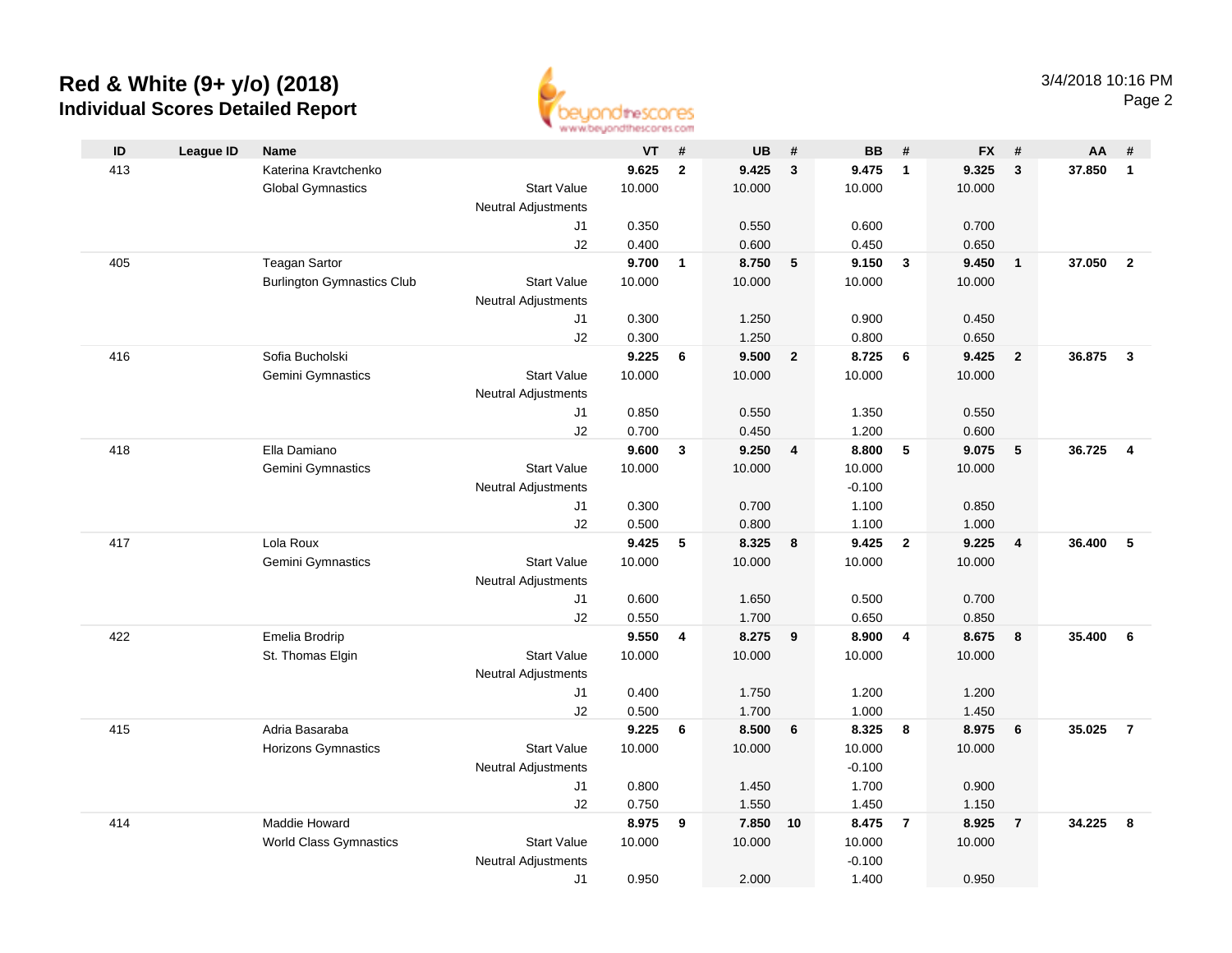# Red & White (9+ y/o) (2018)
## Individual Scores Detailed Report

3/4/2018 10:16 PM

| ID | League ID | Name | | VT | # | UB | # | BB | # | FX | # | AA | # |
|---|---|---|---|---|---|---|---|---|---|---|---|---|---|
| 413 | | Katerina Kravtchenko | | **9.625** | **2** | **9.425** | **3** | **9.475** | **1** | **9.325** | **3** | **37.850** | **1** |
| | | Global Gymnastics | Start Value | 10.000 | | 10.000 | | 10.000 | | 10.000 | | | |
| | | | Neutral Adjustments | | | | | | | | | | |
| | | | J1 | 0.350 | | 0.550 | | 0.600 | | 0.700 | | | |
| | | | J2 | 0.400 | | 0.600 | | 0.450 | | 0.650 | | | |
| 405 | | Teagan Sartor | | **9.700** | **1** | **8.750** | **5** | **9.150** | **3** | **9.450** | **1** | **37.050** | **2** |
| | | Burlington Gymnastics Club | Start Value | 10.000 | | 10.000 | | 10.000 | | 10.000 | | | |
| | | | Neutral Adjustments | | | | | | | | | | |
| | | | J1 | 0.300 | | 1.250 | | 0.900 | | 0.450 | | | |
| | | | J2 | 0.300 | | 1.250 | | 0.800 | | 0.650 | | | |
| 416 | | Sofia Bucholski | | **9.225** | **6** | **9.500** | **2** | **8.725** | **6** | **9.425** | **2** | **36.875** | **3** |
| | | Gemini Gymnastics | Start Value | 10.000 | | 10.000 | | 10.000 | | 10.000 | | | |
| | | | Neutral Adjustments | | | | | | | | | | |
| | | | J1 | 0.850 | | 0.550 | | 1.350 | | 0.550 | | | |
| | | | J2 | 0.700 | | 0.450 | | 1.200 | | 0.600 | | | |
| 418 | | Ella Damiano | | **9.600** | **3** | **9.250** | **4** | **8.800** | **5** | **9.075** | **5** | **36.725** | **4** |
| | | Gemini Gymnastics | Start Value | 10.000 | | 10.000 | | 10.000 | | 10.000 | | | |
| | | | Neutral Adjustments | | | | | -0.100 | | | | | |
| | | | J1 | 0.300 | | 0.700 | | 1.100 | | 0.850 | | | |
| | | | J2 | 0.500 | | 0.800 | | 1.100 | | 1.000 | | | |
| 417 | | Lola Roux | | **9.425** | **5** | **8.325** | **8** | **9.425** | **2** | **9.225** | **4** | **36.400** | **5** |
| | | Gemini Gymnastics | Start Value | 10.000 | | 10.000 | | 10.000 | | 10.000 | | | |
| | | | Neutral Adjustments | | | | | | | | | | |
| | | | J1 | 0.600 | | 1.650 | | 0.500 | | 0.700 | | | |
| | | | J2 | 0.550 | | 1.700 | | 0.650 | | 0.850 | | | |
| 422 | | Emelia Brodrip | | **9.550** | **4** | **8.275** | **9** | **8.900** | **4** | **8.675** | **8** | **35.400** | **6** |
| | | St. Thomas Elgin | Start Value | 10.000 | | 10.000 | | 10.000 | | 10.000 | | | |
| | | | Neutral Adjustments | | | | | | | | | | |
| | | | J1 | 0.400 | | 1.750 | | 1.200 | | 1.200 | | | |
| | | | J2 | 0.500 | | 1.700 | | 1.000 | | 1.450 | | | |
| 415 | | Adria Basaraba | | **9.225** | **6** | **8.500** | **6** | **8.325** | **8** | **8.975** | **6** | **35.025** | **7** |
| | | Horizons Gymnastics | Start Value | 10.000 | | 10.000 | | 10.000 | | 10.000 | | | |
| | | | Neutral Adjustments | | | | | -0.100 | | | | | |
| | | | J1 | 0.800 | | 1.450 | | 1.700 | | 0.900 | | | |
| | | | J2 | 0.750 | | 1.550 | | 1.450 | | 1.150 | | | |
| 414 | | Maddie Howard | | **8.975** | **9** | **7.850** | **10** | **8.475** | **7** | **8.925** | **7** | **34.225** | **8** |
| | | World Class Gymnastics | Start Value | 10.000 | | 10.000 | | 10.000 | | 10.000 | | | |
| | | | Neutral Adjustments | | | | | -0.100 | | | | | |
| | | | J1 | 0.950 | | 2.000 | | 1.400 | | 0.950 | | | |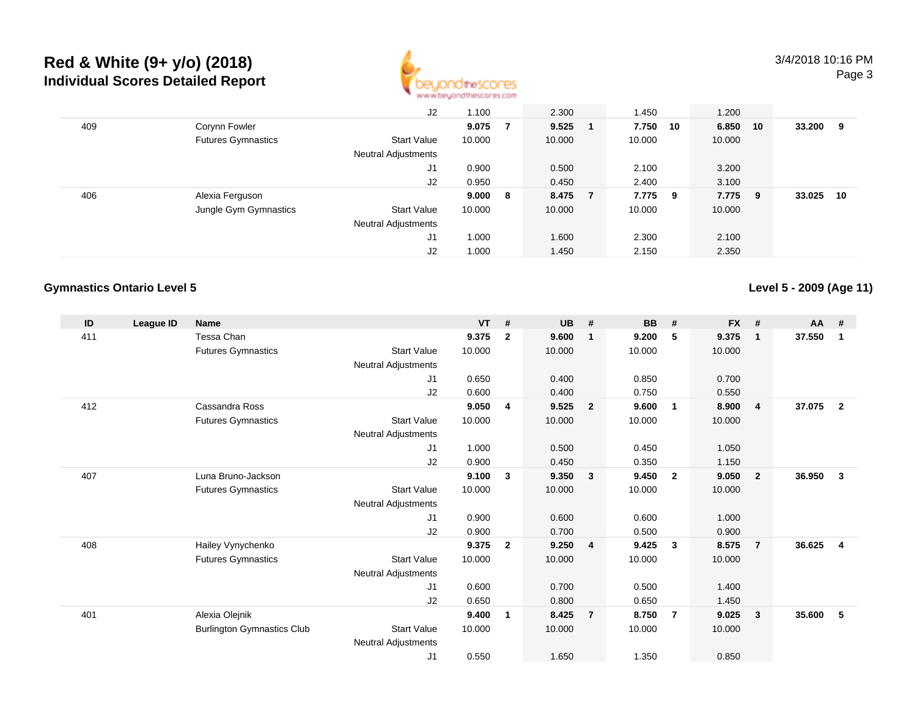# Red & White (9+ y/o) (2018)

## Individual Scores Detailed Report

3/4/2018 10:16 PM

| ID | League ID | Name | | VT | # | UB | # | BB | # | FX | # | AA | # |
|---|---|---|---|---|---|---|---|---|---|---|---|---|---|
| | | | J2 | 1.100 | | 2.300 | | 1.450 | | 1.200 | | | |
| 409 | | Corynn Fowler | | **9.075** | **7** | **9.525** | **1** | **7.750** | **10** | **6.850** | **10** | **33.200** | **9** |
| | | Futures Gymnastics | Start Value | 10.000 | | 10.000 | | 10.000 | | 10.000 | | | |
| | | | Neutral Adjustments | | | | | | | | | | |
| | | | J1 | 0.900 | | 0.500 | | 2.100 | | 3.200 | | | |
| | | | J2 | 0.950 | | 0.450 | | 2.400 | | 3.100 | | | |
| 406 | | Alexia Ferguson | | **9.000** | **8** | **8.475** | **7** | **7.775** | **9** | **7.775** | **9** | **33.025** | **10** |
| | | Jungle Gym Gymnastics | Start Value | 10.000 | | 10.000 | | 10.000 | | 10.000 | | | |
| | | | Neutral Adjustments | | | | | | | | | | |
| | | | J1 | 1.000 | | 1.600 | | 2.300 | | 2.100 | | | |
| | | | J2 | 1.000 | | 1.450 | | 2.150 | | 2.350 | | | |

### Gymnastics Ontario Level 5

**Level 5 - 2009 (Age 11)**

| ID | League ID | Name | | VT | # | UB | # | BB | # | FX | # | AA | # |
|---|---|---|---|---|---|---|---|---|---|---|---|---|---|
| 411 | | Tessa Chan | | **9.375** | **2** | **9.600** | **1** | **9.200** | **5** | **9.375** | **1** | **37.550** | **1** |
| | | Futures Gymnastics | Start Value | 10.000 | | 10.000 | | 10.000 | | 10.000 | | | |
| | | | Neutral Adjustments | | | | | | | | | | |
| | | | J1 | 0.650 | | 0.400 | | 0.850 | | 0.700 | | | |
| | | | J2 | 0.600 | | 0.400 | | 0.750 | | 0.550 | | | |
| 412 | | Cassandra Ross | | **9.050** | **4** | **9.525** | **2** | **9.600** | **1** | **8.900** | **4** | **37.075** | **2** |
| | | Futures Gymnastics | Start Value | 10.000 | | 10.000 | | 10.000 | | 10.000 | | | |
| | | | Neutral Adjustments | | | | | | | | | | |
| | | | J1 | 1.000 | | 0.500 | | 0.450 | | 1.050 | | | |
| | | | J2 | 0.900 | | 0.450 | | 0.350 | | 1.150 | | | |
| 407 | | Luna Bruno-Jackson | | **9.100** | **3** | **9.350** | **3** | **9.450** | **2** | **9.050** | **2** | **36.950** | **3** |
| | | Futures Gymnastics | Start Value | 10.000 | | 10.000 | | 10.000 | | 10.000 | | | |
| | | | Neutral Adjustments | | | | | | | | | | |
| | | | J1 | 0.900 | | 0.600 | | 0.600 | | 1.000 | | | |
| | | | J2 | 0.900 | | 0.700 | | 0.500 | | 0.900 | | | |
| 408 | | Hailey Vynychenko | | **9.375** | **2** | **9.250** | **4** | **9.425** | **3** | **8.575** | **7** | **36.625** | **4** |
| | | Futures Gymnastics | Start Value | 10.000 | | 10.000 | | 10.000 | | 10.000 | | | |
| | | | Neutral Adjustments | | | | | | | | | | |
| | | | J1 | 0.600 | | 0.700 | | 0.500 | | 1.400 | | | |
| | | | J2 | 0.650 | | 0.800 | | 0.650 | | 1.450 | | | |
| 401 | | Alexia Olejnik | | **9.400** | **1** | **8.425** | **7** | **8.750** | **7** | **9.025** | **3** | **35.600** | **5** |
| | | Burlington Gymnastics Club | Start Value | 10.000 | | 10.000 | | 10.000 | | 10.000 | | | |
| | | | Neutral Adjustments | | | | | | | | | | |
| | | | J1 | 0.550 | | 1.650 | | 1.350 | | 0.850 | | | |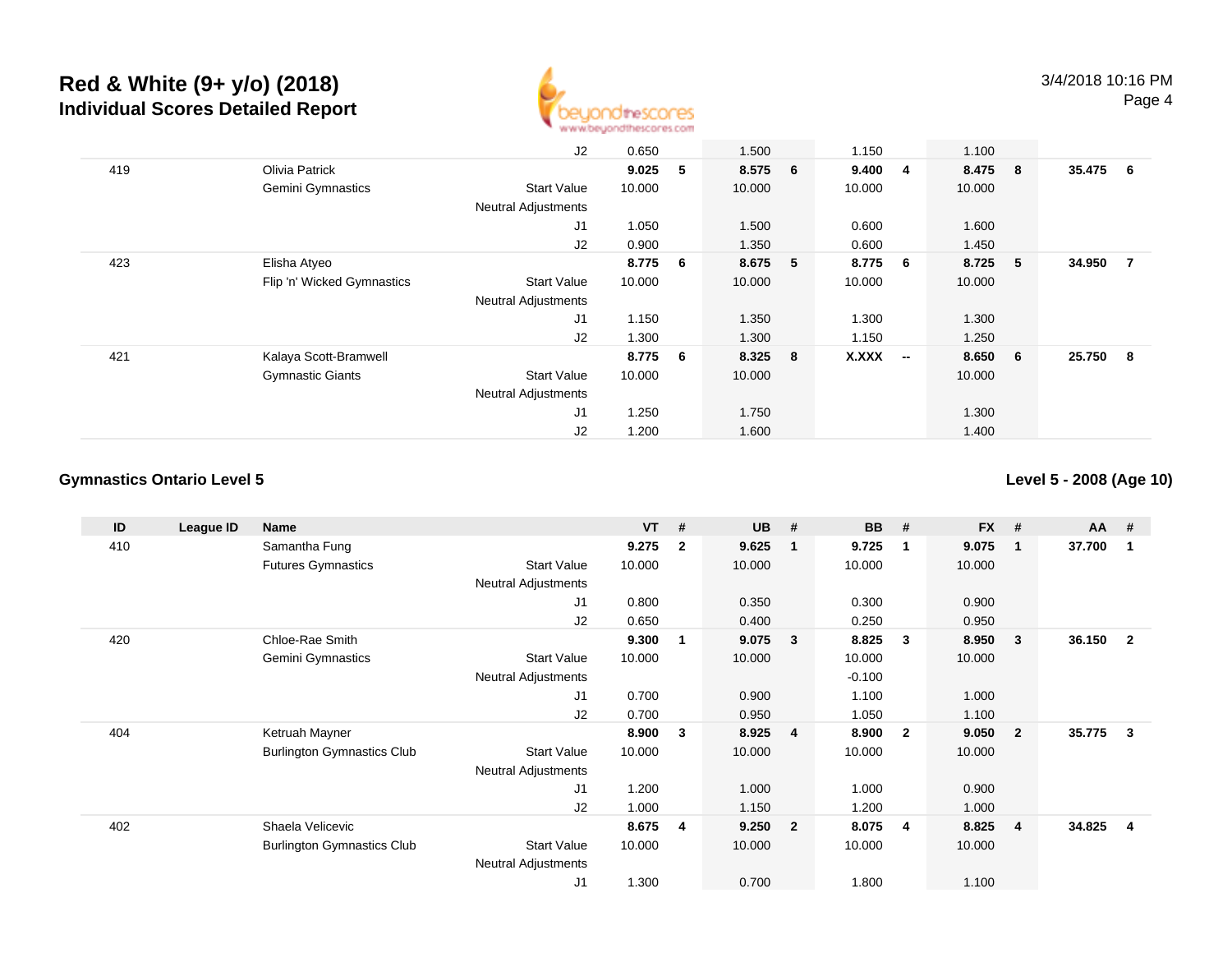# Red & White (9+ y/o) (2018)

## Individual Scores Detailed Report

| ID | League ID | Name | | VT | # | UB | # | BB | # | FX | # | AA | # |
|---|---|---|---|---|---|---|---|---|---|---|---|---|---|
| | | | J2 | 0.650 | | 1.500 | | 1.150 | | 1.100 | | | |
| 419 | | Olivia Patrick | | **9.025** | **5** | **8.575** | **6** | **9.400** | **4** | **8.475** | **8** | **35.475** | **6** |
| | | Gemini Gymnastics | Start Value | 10.000 | | 10.000 | | 10.000 | | 10.000 | | | |
| | | | Neutral Adjustments | | | | | | | | | | |
| | | | J1 | 1.050 | | 1.500 | | 0.600 | | 1.600 | | | |
| | | | J2 | 0.900 | | 1.350 | | 0.600 | | 1.450 | | | |
| 423 | | Elisha Atyeo | | **8.775** | **6** | **8.675** | **5** | **8.775** | **6** | **8.725** | **5** | **34.950** | **7** |
| | | Flip 'n' Wicked Gymnastics | Start Value | 10.000 | | 10.000 | | 10.000 | | 10.000 | | | |
| | | | Neutral Adjustments | | | | | | | | | | |
| | | | J1 | 1.150 | | 1.350 | | 1.300 | | 1.300 | | | |
| | | | J2 | 1.300 | | 1.300 | | 1.150 | | 1.250 | | | |
| 421 | | Kalaya Scott-Bramwell | | **8.775** | **6** | **8.325** | **8** | **X.XXX** | **--** | **8.650** | **6** | **25.750** | **8** |
| | | Gymnastic Giants | Start Value | 10.000 | | 10.000 | | | | 10.000 | | | |
| | | | Neutral Adjustments | | | | | | | | | | |
| | | | J1 | 1.250 | | 1.750 | | | | 1.300 | | | |
| | | | J2 | 1.200 | | 1.600 | | | | 1.400 | | | |

### Gymnastics Ontario Level 5

### Level 5 - 2008 (Age 10)

| ID | League ID | Name | | VT | # | UB | # | BB | # | FX | # | AA | # |
|---|---|---|---|---|---|---|---|---|---|---|---|---|---|
| 410 | | Samantha Fung | | **9.275** | **2** | **9.625** | **1** | **9.725** | **1** | **9.075** | **1** | **37.700** | **1** |
| | | Futures Gymnastics | Start Value | 10.000 | | 10.000 | | 10.000 | | 10.000 | | | |
| | | | Neutral Adjustments | | | | | | | | | | |
| | | | J1 | 0.800 | | 0.350 | | 0.300 | | 0.900 | | | |
| | | | J2 | 0.650 | | 0.400 | | 0.250 | | 0.950 | | | |
| 420 | | Chloe-Rae Smith | | **9.300** | **1** | **9.075** | **3** | **8.825** | **3** | **8.950** | **3** | **36.150** | **2** |
| | | Gemini Gymnastics | Start Value | 10.000 | | 10.000 | | 10.000 | | 10.000 | | | |
| | | | Neutral Adjustments | | | | | -0.100 | | | | | |
| | | | J1 | 0.700 | | 0.900 | | 1.100 | | 1.000 | | | |
| | | | J2 | 0.700 | | 0.950 | | 1.050 | | 1.100 | | | |
| 404 | | Ketruah Mayner | | **8.900** | **3** | **8.925** | **4** | **8.900** | **2** | **9.050** | **2** | **35.775** | **3** |
| | | Burlington Gymnastics Club | Start Value | 10.000 | | 10.000 | | 10.000 | | 10.000 | | | |
| | | | Neutral Adjustments | | | | | | | | | | |
| | | | J1 | 1.200 | | 1.000 | | 1.000 | | 0.900 | | | |
| | | | J2 | 1.000 | | 1.150 | | 1.200 | | 1.000 | | | |
| 402 | | Shaela Velicevic | | **8.675** | **4** | **9.250** | **2** | **8.075** | **4** | **8.825** | **4** | **34.825** | **4** |
| | | Burlington Gymnastics Club | Start Value | 10.000 | | 10.000 | | 10.000 | | 10.000 | | | |
| | | | Neutral Adjustments | | | | | | | | | | |
| | | | J1 | 1.300 | | 0.700 | | 1.800 | | 1.100 | | | |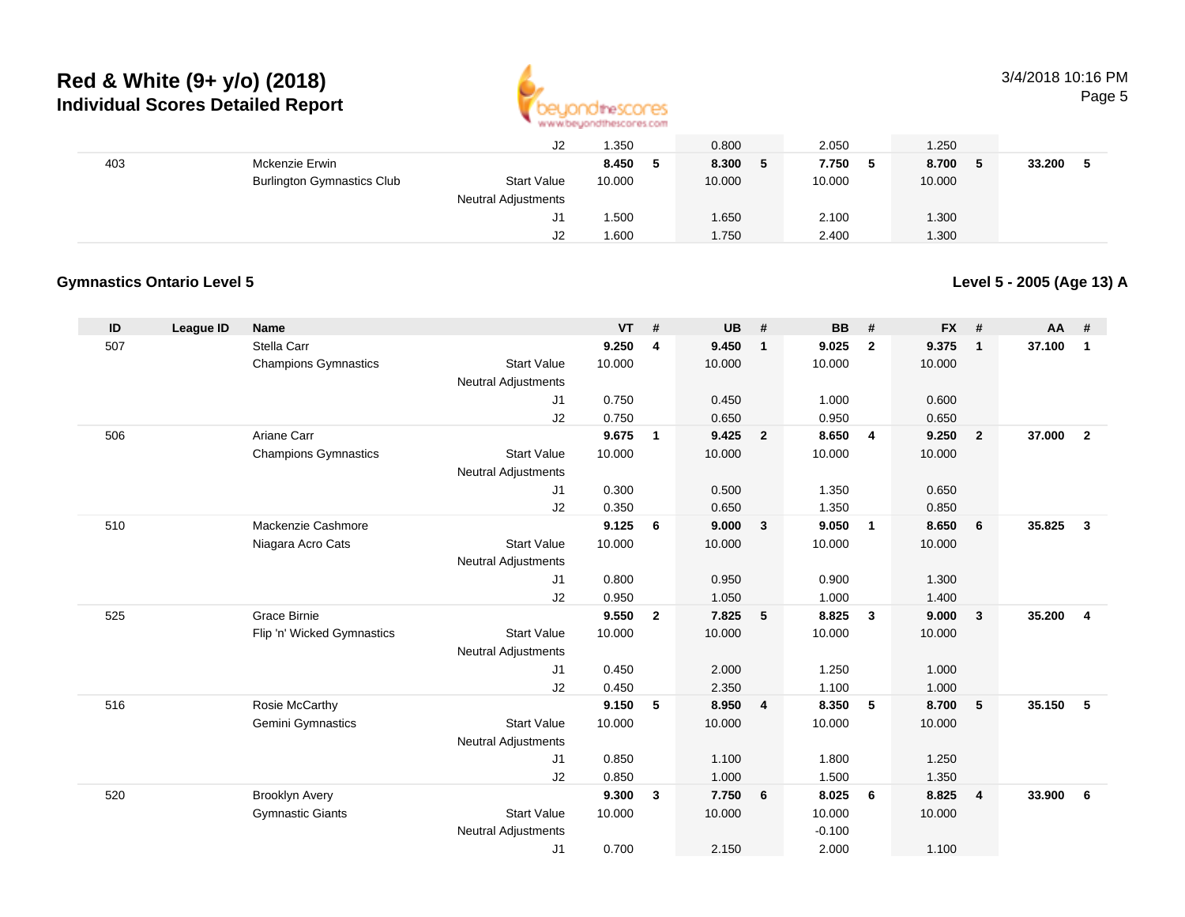| | | | | | | | | | | | | | |
|---|---|---|---|---|---|---|---|---|---|---|---|---|---|
| | | | J2 | 1.350 | | 0.800 | | 2.050 | | 1.250 | | | |
| 403 | | Mckenzie Erwin | | **8.450** | **5** | **8.300** | **5** | **7.750** | **5** | **8.700** | **5** | **33.200** | **5** |
| | | Burlington Gymnastics Club | Start Value | 10.000 | | 10.000 | | 10.000 | | 10.000 | | | |
| | | | Neutral Adjustments | | | | | | | | | | |
| | | | J1 | 1.500 | | 1.650 | | 2.100 | | 1.300 | | | |
| | | | J2 | 1.600 | | 1.750 | | 2.400 | | 1.300 | | | |

**Gymnastics Ontario Level 5**

**Level 5 - 2005 (Age 13) A**

| ID | League ID | Name | | VT | # | UB | # | BB | # | FX | # | AA | # |
|---|---|---|---|---|---|---|---|---|---|---|---|---|---|
| 507 | | Stella Carr | | **9.250** | **4** | **9.450** | **1** | **9.025** | **2** | **9.375** | **1** | **37.100** | **1** |
| | | Champions Gymnastics | Start Value | 10.000 | | 10.000 | | 10.000 | | 10.000 | | | |
| | | | Neutral Adjustments | | | | | | | | | | |
| | | | J1 | 0.750 | | 0.450 | | 1.000 | | 0.600 | | | |
| | | | J2 | 0.750 | | 0.650 | | 0.950 | | 0.650 | | | |
| 506 | | Ariane Carr | | **9.675** | **1** | **9.425** | **2** | **8.650** | **4** | **9.250** | **2** | **37.000** | **2** |
| | | Champions Gymnastics | Start Value | 10.000 | | 10.000 | | 10.000 | | 10.000 | | | |
| | | | Neutral Adjustments | | | | | | | | | | |
| | | | J1 | 0.300 | | 0.500 | | 1.350 | | 0.650 | | | |
| | | | J2 | 0.350 | | 0.650 | | 1.350 | | 0.850 | | | |
| 510 | | Mackenzie Cashmore | | **9.125** | **6** | **9.000** | **3** | **9.050** | **1** | **8.650** | **6** | **35.825** | **3** |
| | | Niagara Acro Cats | Start Value | 10.000 | | 10.000 | | 10.000 | | 10.000 | | | |
| | | | Neutral Adjustments | | | | | | | | | | |
| | | | J1 | 0.800 | | 0.950 | | 0.900 | | 1.300 | | | |
| | | | J2 | 0.950 | | 1.050 | | 1.000 | | 1.400 | | | |
| 525 | | Grace Birnie | | **9.550** | **2** | **7.825** | **5** | **8.825** | **3** | **9.000** | **3** | **35.200** | **4** |
| | | Flip 'n' Wicked Gymnastics | Start Value | 10.000 | | 10.000 | | 10.000 | | 10.000 | | | |
| | | | Neutral Adjustments | | | | | | | | | | |
| | | | J1 | 0.450 | | 2.000 | | 1.250 | | 1.000 | | | |
| | | | J2 | 0.450 | | 2.350 | | 1.100 | | 1.000 | | | |
| 516 | | Rosie McCarthy | | **9.150** | **5** | **8.950** | **4** | **8.350** | **5** | **8.700** | **5** | **35.150** | **5** |
| | | Gemini Gymnastics | Start Value | 10.000 | | 10.000 | | 10.000 | | 10.000 | | | |
| | | | Neutral Adjustments | | | | | | | | | | |
| | | | J1 | 0.850 | | 1.100 | | 1.800 | | 1.250 | | | |
| | | | J2 | 0.850 | | 1.000 | | 1.500 | | 1.350 | | | |
| 520 | | Brooklyn Avery | | **9.300** | **3** | **7.750** | **6** | **8.025** | **6** | **8.825** | **4** | **33.900** | **6** |
| | | Gymnastic Giants | Start Value | 10.000 | | 10.000 | | 10.000 | | 10.000 | | | |
| | | | Neutral Adjustments | | | | | -0.100 | | | | | |
| | | | J1 | 0.700 | | 2.150 | | 2.000 | | 1.100 | | | |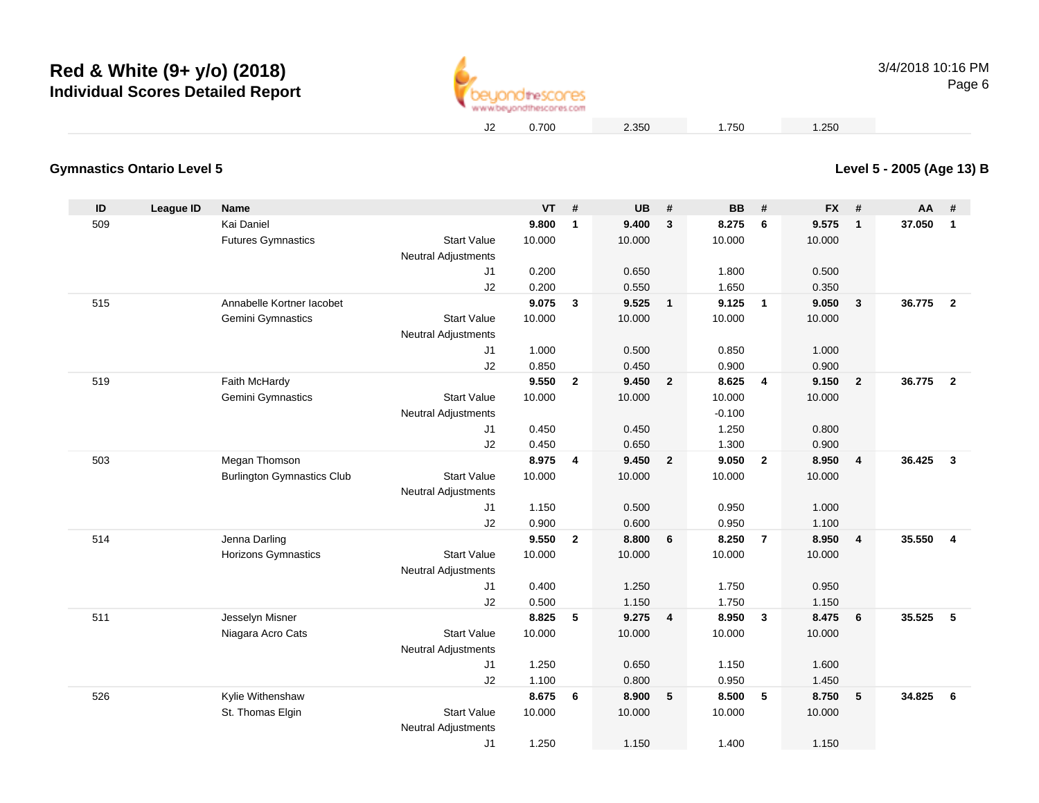# Red & White (9+ y/o) (2018)
## Individual Scores Detailed Report

3/4/2018 10:16 PM

| | | | | VT | # | UB | # | BB | # | FX | # | AA | # |
|---|---|---|---|---|---|---|---|---|---|---|---|---|---|
| | | | J2 | 0.700 | | 2.350 | | 1.750 | | 1.250 | | | |

**Gymnastics Ontario Level 5**

**Level 5 - 2005 (Age 13) B**

| ID | League ID | Name | | VT | # | UB | # | BB | # | FX | # | AA | # |
|---|---|---|---|---|---|---|---|---|---|---|---|---|---|
| 509 | | Kai Daniel | | **9.800** | **1** | **9.400** | **3** | **8.275** | **6** | **9.575** | **1** | **37.050** | **1** |
| | | Futures Gymnastics | Start Value | 10.000 | | 10.000 | | 10.000 | | 10.000 | | | |
| | | | Neutral Adjustments | | | | | | | | | | |
| | | | J1 | 0.200 | | 0.650 | | 1.800 | | 0.500 | | | |
| | | | J2 | 0.200 | | 0.550 | | 1.650 | | 0.350 | | | |
| 515 | | Annabelle Kortner Iacobet | | **9.075** | **3** | **9.525** | **1** | **9.125** | **1** | **9.050** | **3** | **36.775** | **2** |
| | | Gemini Gymnastics | Start Value | 10.000 | | 10.000 | | 10.000 | | 10.000 | | | |
| | | | Neutral Adjustments | | | | | | | | | | |
| | | | J1 | 1.000 | | 0.500 | | 0.850 | | 1.000 | | | |
| | | | J2 | 0.850 | | 0.450 | | 0.900 | | 0.900 | | | |
| 519 | | Faith McHardy | | **9.550** | **2** | **9.450** | **2** | **8.625** | **4** | **9.150** | **2** | **36.775** | **2** |
| | | Gemini Gymnastics | Start Value | 10.000 | | 10.000 | | 10.000 | | 10.000 | | | |
| | | | Neutral Adjustments | | | | | -0.100 | | | | | |
| | | | J1 | 0.450 | | 0.450 | | 1.250 | | 0.800 | | | |
| | | | J2 | 0.450 | | 0.650 | | 1.300 | | 0.900 | | | |
| 503 | | Megan Thomson | | **8.975** | **4** | **9.450** | **2** | **9.050** | **2** | **8.950** | **4** | **36.425** | **3** |
| | | Burlington Gymnastics Club | Start Value | 10.000 | | 10.000 | | 10.000 | | 10.000 | | | |
| | | | Neutral Adjustments | | | | | | | | | | |
| | | | J1 | 1.150 | | 0.500 | | 0.950 | | 1.000 | | | |
| | | | J2 | 0.900 | | 0.600 | | 0.950 | | 1.100 | | | |
| 514 | | Jenna Darling | | **9.550** | **2** | **8.800** | **6** | **8.250** | **7** | **8.950** | **4** | **35.550** | **4** |
| | | Horizons Gymnastics | Start Value | 10.000 | | 10.000 | | 10.000 | | 10.000 | | | |
| | | | Neutral Adjustments | | | | | | | | | | |
| | | | J1 | 0.400 | | 1.250 | | 1.750 | | 0.950 | | | |
| | | | J2 | 0.500 | | 1.150 | | 1.750 | | 1.150 | | | |
| 511 | | Jesselyn Misner | | **8.825** | **5** | **9.275** | **4** | **8.950** | **3** | **8.475** | **6** | **35.525** | **5** |
| | | Niagara Acro Cats | Start Value | 10.000 | | 10.000 | | 10.000 | | 10.000 | | | |
| | | | Neutral Adjustments | | | | | | | | | | |
| | | | J1 | 1.250 | | 0.650 | | 1.150 | | 1.600 | | | |
| | | | J2 | 1.100 | | 0.800 | | 0.950 | | 1.450 | | | |
| 526 | | Kylie Withenshaw | | **8.675** | **6** | **8.900** | **5** | **8.500** | **5** | **8.750** | **5** | **34.825** | **6** |
| | | St. Thomas Elgin | Start Value | 10.000 | | 10.000 | | 10.000 | | 10.000 | | | |
| | | | Neutral Adjustments | | | | | | | | | | |
| | | | J1 | 1.250 | | 1.150 | | 1.400 | | 1.150 | | | |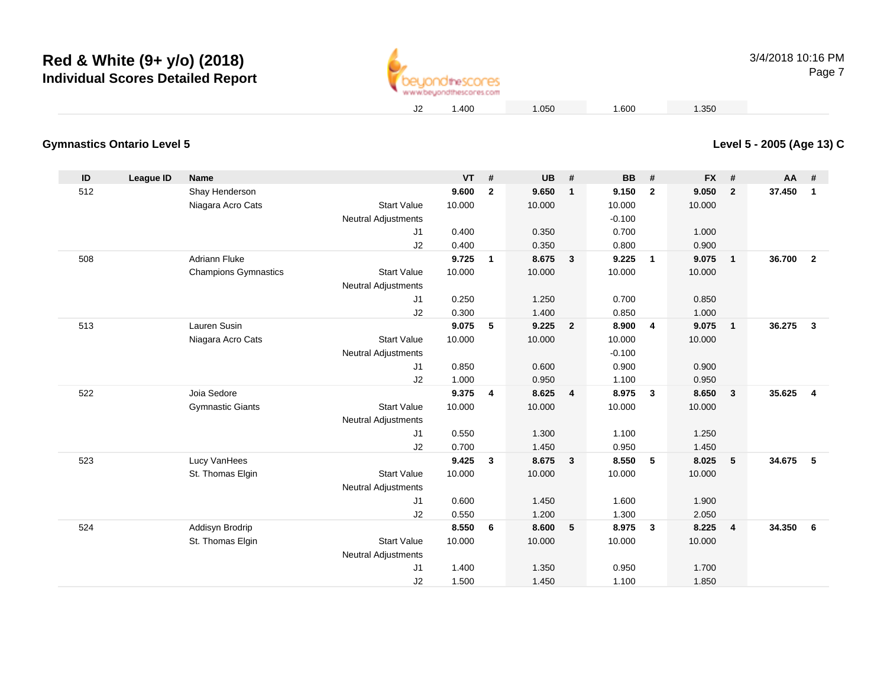# Red & White (9+ y/o) (2018)

## Individual Scores Detailed Report

3/4/2018 10:16 PM

| | | | | | | | | | | |
|---|---|---|---|---|---|---|---|---|---|---|
| J2 | 1.400 | | 1.050 | | 1.600 | | 1.350 | | | |

### Gymnastics Ontario Level 5

### Level 5 - 2005 (Age 13) C

| ID | League ID | Name | | VT | # | UB | # | BB | # | FX | # | AA | # |
|---|---|---|---|---|---|---|---|---|---|---|---|---|---|
| 512 | | Shay Henderson | | **9.600** | **2** | **9.650** | **1** | **9.150** | **2** | **9.050** | **2** | **37.450** | **1** |
| | | Niagara Acro Cats | Start Value | 10.000 | | 10.000 | | 10.000 | | 10.000 | | | |
| | | | Neutral Adjustments | | | | | -0.100 | | | | | |
| | | | J1 | 0.400 | | 0.350 | | 0.700 | | 1.000 | | | |
| | | | J2 | 0.400 | | 0.350 | | 0.800 | | 0.900 | | | |
| 508 | | Adriann Fluke | | **9.725** | **1** | **8.675** | **3** | **9.225** | **1** | **9.075** | **1** | **36.700** | **2** |
| | | Champions Gymnastics | Start Value | 10.000 | | 10.000 | | 10.000 | | 10.000 | | | |
| | | | Neutral Adjustments | | | | | | | | | | |
| | | | J1 | 0.250 | | 1.250 | | 0.700 | | 0.850 | | | |
| | | | J2 | 0.300 | | 1.400 | | 0.850 | | 1.000 | | | |
| 513 | | Lauren Susin | | **9.075** | **5** | **9.225** | **2** | **8.900** | **4** | **9.075** | **1** | **36.275** | **3** |
| | | Niagara Acro Cats | Start Value | 10.000 | | 10.000 | | 10.000 | | 10.000 | | | |
| | | | Neutral Adjustments | | | | | -0.100 | | | | | |
| | | | J1 | 0.850 | | 0.600 | | 0.900 | | 0.900 | | | |
| | | | J2 | 1.000 | | 0.950 | | 1.100 | | 0.950 | | | |
| 522 | | Joia Sedore | | **9.375** | **4** | **8.625** | **4** | **8.975** | **3** | **8.650** | **3** | **35.625** | **4** |
| | | Gymnastic Giants | Start Value | 10.000 | | 10.000 | | 10.000 | | 10.000 | | | |
| | | | Neutral Adjustments | | | | | | | | | | |
| | | | J1 | 0.550 | | 1.300 | | 1.100 | | 1.250 | | | |
| | | | J2 | 0.700 | | 1.450 | | 0.950 | | 1.450 | | | |
| 523 | | Lucy VanHees | | **9.425** | **3** | **8.675** | **3** | **8.550** | **5** | **8.025** | **5** | **34.675** | **5** |
| | | St. Thomas Elgin | Start Value | 10.000 | | 10.000 | | 10.000 | | 10.000 | | | |
| | | | Neutral Adjustments | | | | | | | | | | |
| | | | J1 | 0.600 | | 1.450 | | 1.600 | | 1.900 | | | |
| | | | J2 | 0.550 | | 1.200 | | 1.300 | | 2.050 | | | |
| 524 | | Addisyn Brodrip | | **8.550** | **6** | **8.600** | **5** | **8.975** | **3** | **8.225** | **4** | **34.350** | **6** |
| | | St. Thomas Elgin | Start Value | 10.000 | | 10.000 | | 10.000 | | 10.000 | | | |
| | | | Neutral Adjustments | | | | | | | | | | |
| | | | J1 | 1.400 | | 1.350 | | 0.950 | | 1.700 | | | |
| | | | J2 | 1.500 | | 1.450 | | 1.100 | | 1.850 | | | |